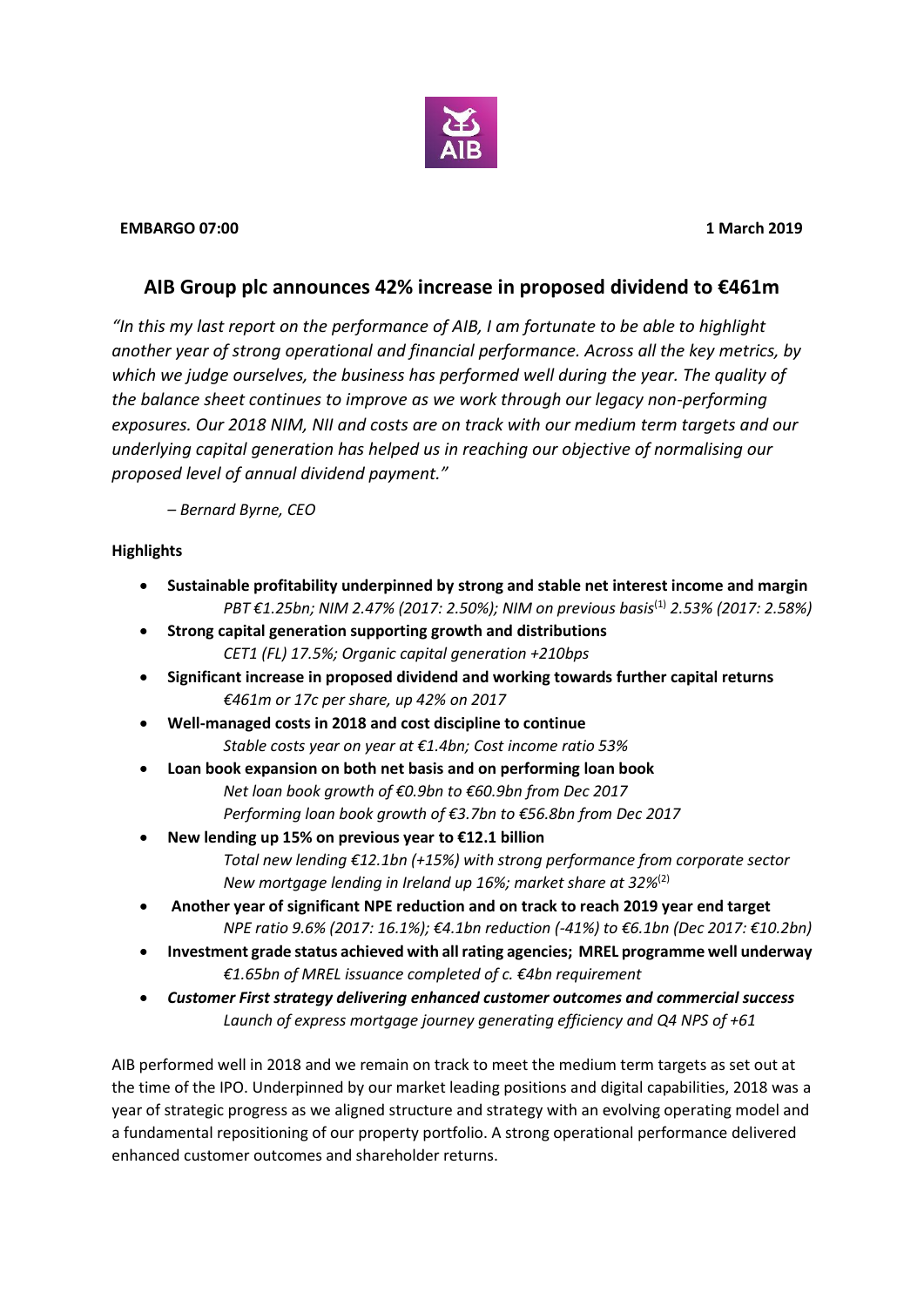**EMBARGO 07:00** **1 March 2019**

# AIB Group plc announces 42% increase in proposed dividend to €461m

*"In this my last report on the performance of AIB, I am fortunate to be able to highlight another year of strong operational and financial performance. Across all the key metrics, by which we judge ourselves, the business has performed well during the year. The quality of the balance sheet continues to improve as we work through our legacy non-performing exposures. Our 2018 NIM, NII and costs are on track with our medium term targets and our underlying capital generation has helped us in reaching our objective of normalising our proposed level of annual dividend payment."*

*– Bernard Byrne, CEO*

**Highlights**

- **Sustainable profitability underpinned by strong and stable net interest income and margin**
  *PBT €1.25bn; NIM 2.47% (2017: 2.50%); NIM on previous basis*[(1)] *2.53% (2017: 2.58%)*
- **Strong capital generation supporting growth and distributions**
  *CET1 (FL) 17.5%; Organic capital generation +210bps*
- **Significant increase in proposed dividend and working towards further capital returns**
  *€461m or 17c per share, up 42% on 2017*
- **Well-managed costs in 2018 and cost discipline to continue**
  *Stable costs year on year at €1.4bn; Cost income ratio 53%*
- **Loan book expansion on both net basis and on performing loan book**
  *Net loan book growth of €0.9bn to €60.9bn from Dec 2017*
  *Performing loan book growth of €3.7bn to €56.8bn from Dec 2017*
- **New lending up 15% on previous year to €12.1 billion**
  *Total new lending €12.1bn (+15%) with strong performance from corporate sector*
  *New mortgage lending in Ireland up 16%; market share at 32%*[(2)]
- **Another year of significant NPE reduction and on track to reach 2019 year end target**
  *NPE ratio 9.6% (2017: 16.1%); €4.1bn reduction (-41%) to €6.1bn (Dec 2017: €10.2bn)*
- **Investment grade status achieved with all rating agencies; MREL programme well underway**
  *€1.65bn of MREL issuance completed of c. €4bn requirement*
- ***Customer First strategy delivering enhanced customer outcomes and commercial success***
  *Launch of express mortgage journey generating efficiency and Q4 NPS of +61*

AIB performed well in 2018 and we remain on track to meet the medium term targets as set out at the time of the IPO. Underpinned by our market leading positions and digital capabilities, 2018 was a year of strategic progress as we aligned structure and strategy with an evolving operating model and a fundamental repositioning of our property portfolio. A strong operational performance delivered enhanced customer outcomes and shareholder returns.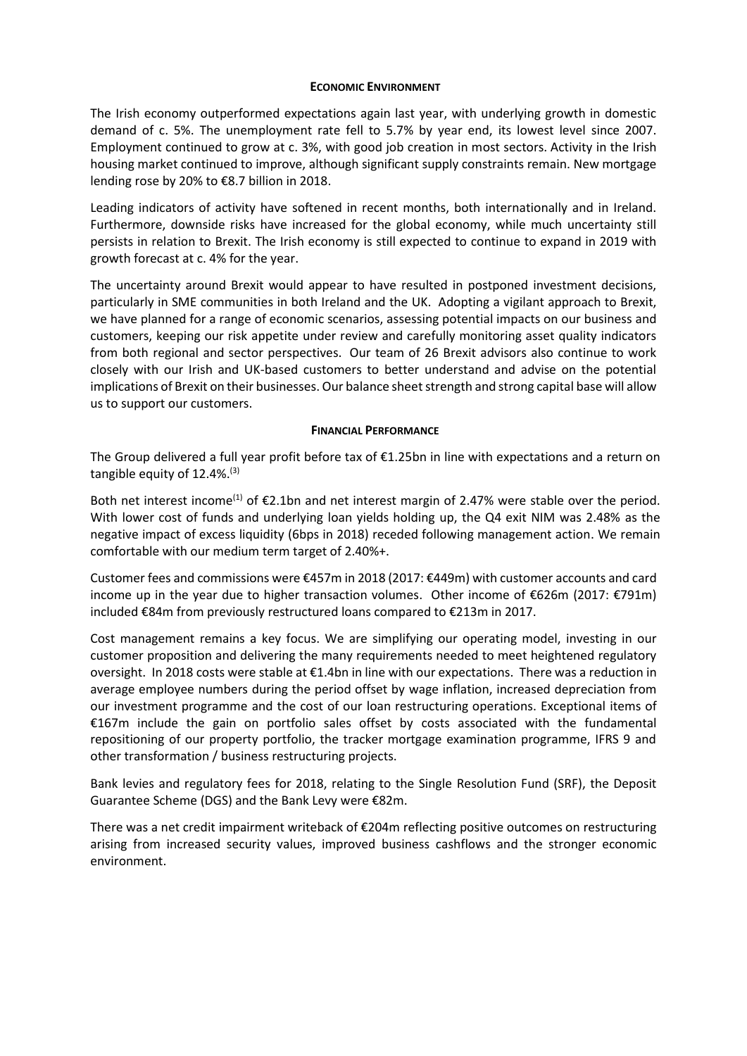## Economic Environment

The Irish economy outperformed expectations again last year, with underlying growth in domestic demand of c. 5%. The unemployment rate fell to 5.7% by year end, its lowest level since 2007. Employment continued to grow at c. 3%, with good job creation in most sectors. Activity in the Irish housing market continued to improve, although significant supply constraints remain. New mortgage lending rose by 20% to €8.7 billion in 2018.

Leading indicators of activity have softened in recent months, both internationally and in Ireland. Furthermore, downside risks have increased for the global economy, while much uncertainty still persists in relation to Brexit. The Irish economy is still expected to continue to expand in 2019 with growth forecast at c. 4% for the year.

The uncertainty around Brexit would appear to have resulted in postponed investment decisions, particularly in SME communities in both Ireland and the UK. Adopting a vigilant approach to Brexit, we have planned for a range of economic scenarios, assessing potential impacts on our business and customers, keeping our risk appetite under review and carefully monitoring asset quality indicators from both regional and sector perspectives. Our team of 26 Brexit advisors also continue to work closely with our Irish and UK-based customers to better understand and advise on the potential implications of Brexit on their businesses. Our balance sheet strength and strong capital base will allow us to support our customers.

## Financial Performance

The Group delivered a full year profit before tax of €1.25bn in line with expectations and a return on tangible equity of 12.4%.[3]

Both net interest income[1] of €2.1bn and net interest margin of 2.47% were stable over the period. With lower cost of funds and underlying loan yields holding up, the Q4 exit NIM was 2.48% as the negative impact of excess liquidity (6bps in 2018) receded following management action. We remain comfortable with our medium term target of 2.40%+.

Customer fees and commissions were €457m in 2018 (2017: €449m) with customer accounts and card income up in the year due to higher transaction volumes. Other income of €626m (2017: €791m) included €84m from previously restructured loans compared to €213m in 2017.

Cost management remains a key focus. We are simplifying our operating model, investing in our customer proposition and delivering the many requirements needed to meet heightened regulatory oversight. In 2018 costs were stable at €1.4bn in line with our expectations. There was a reduction in average employee numbers during the period offset by wage inflation, increased depreciation from our investment programme and the cost of our loan restructuring operations. Exceptional items of €167m include the gain on portfolio sales offset by costs associated with the fundamental repositioning of our property portfolio, the tracker mortgage examination programme, IFRS 9 and other transformation / business restructuring projects.

Bank levies and regulatory fees for 2018, relating to the Single Resolution Fund (SRF), the Deposit Guarantee Scheme (DGS) and the Bank Levy were €82m.

There was a net credit impairment writeback of €204m reflecting positive outcomes on restructuring arising from increased security values, improved business cashflows and the stronger economic environment.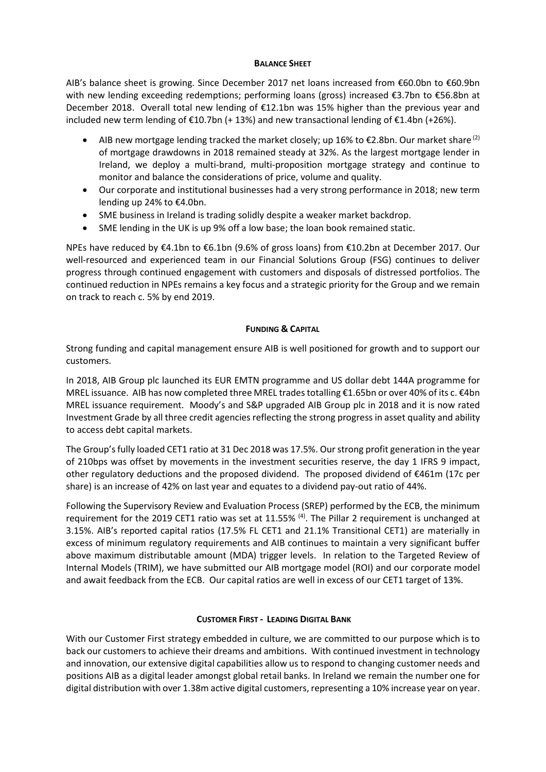## BALANCE SHEET

AIB's balance sheet is growing. Since December 2017 net loans increased from €60.0bn to €60.9bn with new lending exceeding redemptions; performing loans (gross) increased €3.7bn to €56.8bn at December 2018. Overall total new lending of €12.1bn was 15% higher than the previous year and included new term lending of €10.7bn (+ 13%) and new transactional lending of €1.4bn (+26%).

- AIB new mortgage lending tracked the market closely; up 16% to €2.8bn. Our market share [(2)] of mortgage drawdowns in 2018 remained steady at 32%. As the largest mortgage lender in Ireland, we deploy a multi-brand, multi-proposition mortgage strategy and continue to monitor and balance the considerations of price, volume and quality.
- Our corporate and institutional businesses had a very strong performance in 2018; new term lending up 24% to €4.0bn.
- SME business in Ireland is trading solidly despite a weaker market backdrop.
- SME lending in the UK is up 9% off a low base; the loan book remained static.

NPEs have reduced by €4.1bn to €6.1bn (9.6% of gross loans) from €10.2bn at December 2017. Our well-resourced and experienced team in our Financial Solutions Group (FSG) continues to deliver progress through continued engagement with customers and disposals of distressed portfolios. The continued reduction in NPEs remains a key focus and a strategic priority for the Group and we remain on track to reach c. 5% by end 2019.

## FUNDING & CAPITAL

Strong funding and capital management ensure AIB is well positioned for growth and to support our customers.

In 2018, AIB Group plc launched its EUR EMTN programme and US dollar debt 144A programme for MREL issuance. AIB has now completed three MREL trades totalling €1.65bn or over 40% of its c. €4bn MREL issuance requirement. Moody's and S&P upgraded AIB Group plc in 2018 and it is now rated Investment Grade by all three credit agencies reflecting the strong progress in asset quality and ability to access debt capital markets.

The Group's fully loaded CET1 ratio at 31 Dec 2018 was 17.5%. Our strong profit generation in the year of 210bps was offset by movements in the investment securities reserve, the day 1 IFRS 9 impact, other regulatory deductions and the proposed dividend. The proposed dividend of €461m (17c per share) is an increase of 42% on last year and equates to a dividend pay-out ratio of 44%.

Following the Supervisory Review and Evaluation Process (SREP) performed by the ECB, the minimum requirement for the 2019 CET1 ratio was set at 11.55% [(4)]. The Pillar 2 requirement is unchanged at 3.15%. AIB's reported capital ratios (17.5% FL CET1 and 21.1% Transitional CET1) are materially in excess of minimum regulatory requirements and AIB continues to maintain a very significant buffer above maximum distributable amount (MDA) trigger levels. In relation to the Targeted Review of Internal Models (TRIM), we have submitted our AIB mortgage model (ROI) and our corporate model and await feedback from the ECB. Our capital ratios are well in excess of our CET1 target of 13%.

## CUSTOMER FIRST - LEADING DIGITAL BANK

With our Customer First strategy embedded in culture, we are committed to our purpose which is to back our customers to achieve their dreams and ambitions. With continued investment in technology and innovation, our extensive digital capabilities allow us to respond to changing customer needs and positions AIB as a digital leader amongst global retail banks. In Ireland we remain the number one for digital distribution with over 1.38m active digital customers, representing a 10% increase year on year.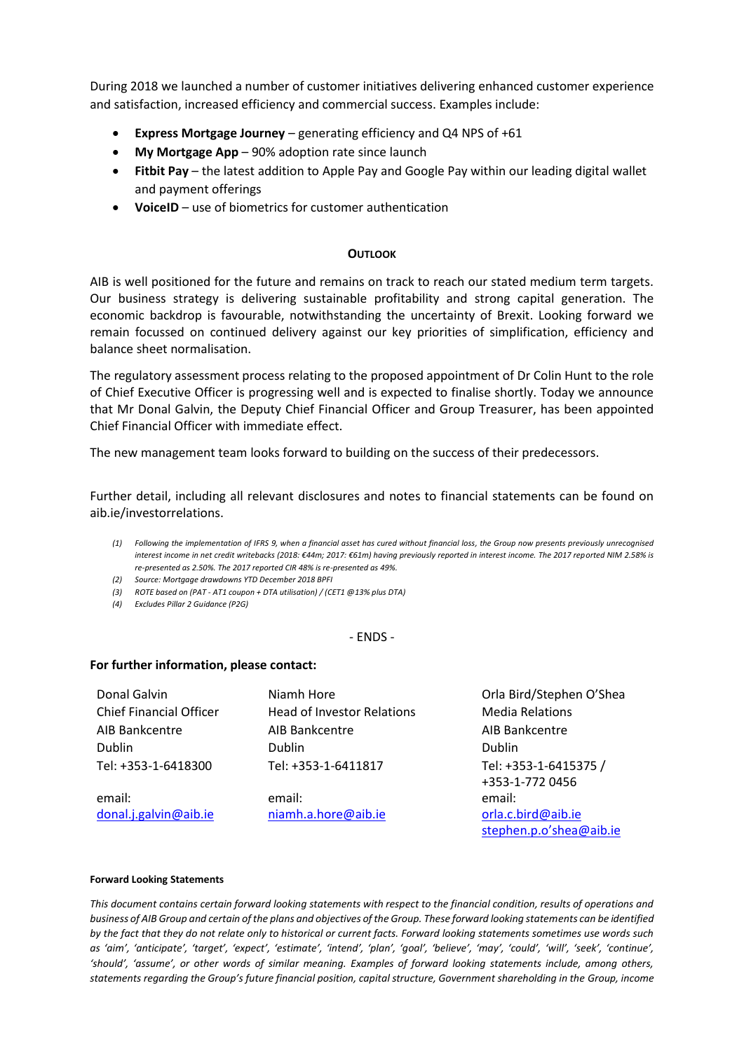During 2018 we launched a number of customer initiatives delivering enhanced customer experience and satisfaction, increased efficiency and commercial success. Examples include:

- **Express Mortgage Journey** – generating efficiency and Q4 NPS of +61
- **My Mortgage App** – 90% adoption rate since launch
- **Fitbit Pay** – the latest addition to Apple Pay and Google Pay within our leading digital wallet and payment offerings
- **VoiceID** – use of biometrics for customer authentication

## OUTLOOK

AIB is well positioned for the future and remains on track to reach our stated medium term targets. Our business strategy is delivering sustainable profitability and strong capital generation. The economic backdrop is favourable, notwithstanding the uncertainty of Brexit. Looking forward we remain focussed on continued delivery against our key priorities of simplification, efficiency and balance sheet normalisation.

The regulatory assessment process relating to the proposed appointment of Dr Colin Hunt to the role of Chief Executive Officer is progressing well and is expected to finalise shortly. Today we announce that Mr Donal Galvin, the Deputy Chief Financial Officer and Group Treasurer, has been appointed Chief Financial Officer with immediate effect.

The new management team looks forward to building on the success of their predecessors.

Further detail, including all relevant disclosures and notes to financial statements can be found on aib.ie/investorrelations.

*(1) Following the implementation of IFRS 9, when a financial asset has cured without financial loss, the Group now presents previously unrecognised interest income in net credit writebacks (2018: €44m; 2017: €61m) having previously reported in interest income. The 2017 reported NIM 2.58% is re-presented as 2.50%. The 2017 reported CIR 48% is re-presented as 49%.*

*(2) Source: Mortgage drawdowns YTD December 2018 BPFI*

*(3) ROTE based on (PAT - AT1 coupon + DTA utilisation) / (CET1 @13% plus DTA)*

*(4) Excludes Pillar 2 Guidance (P2G)*

- ENDS -

**For further information, please contact:**

| | | |
|---|---|---|
| Donal Galvin | Niamh Hore | Orla Bird/Stephen O'Shea |
| Chief Financial Officer | Head of Investor Relations | Media Relations |
| AIB Bankcentre | AIB Bankcentre | AIB Bankcentre |
| Dublin | Dublin | Dublin |
| Tel: +353-1-6418300 | Tel: +353-1-6411817 | Tel: +353-1-6415375 / +353-1-772 0456 |
| email: donal.j.galvin@aib.ie | email: niamh.a.hore@aib.ie | email: orla.c.bird@aib.ie stephen.p.o'shea@aib.ie |

**Forward Looking Statements**

*This document contains certain forward looking statements with respect to the financial condition, results of operations and business of AIB Group and certain of the plans and objectives of the Group. These forward looking statements can be identified by the fact that they do not relate only to historical or current facts. Forward looking statements sometimes use words such as 'aim', 'anticipate', 'target', 'expect', 'estimate', 'intend', 'plan', 'goal', 'believe', 'may', 'could', 'will', 'seek', 'continue', 'should', 'assume', or other words of similar meaning. Examples of forward looking statements include, among others, statements regarding the Group's future financial position, capital structure, Government shareholding in the Group, income*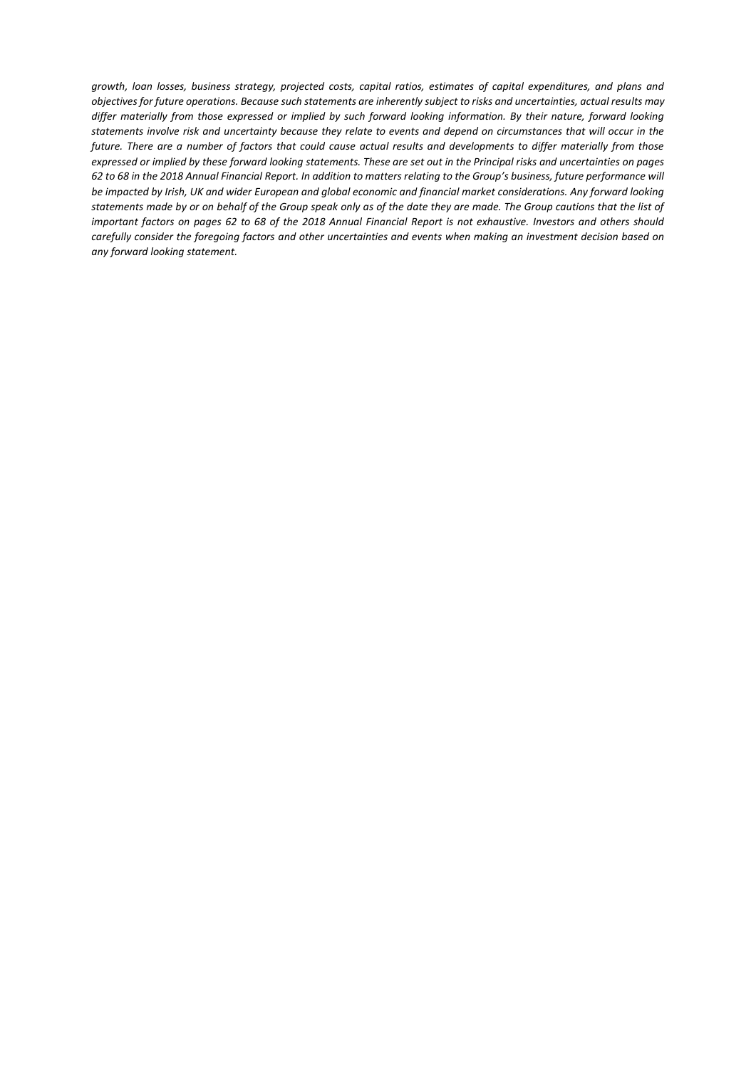*growth, loan losses, business strategy, projected costs, capital ratios, estimates of capital expenditures, and plans and objectives for future operations. Because such statements are inherently subject to risks and uncertainties, actual results may differ materially from those expressed or implied by such forward looking information. By their nature, forward looking statements involve risk and uncertainty because they relate to events and depend on circumstances that will occur in the future. There are a number of factors that could cause actual results and developments to differ materially from those expressed or implied by these forward looking statements. These are set out in the Principal risks and uncertainties on pages 62 to 68 in the 2018 Annual Financial Report. In addition to matters relating to the Group's business, future performance will be impacted by Irish, UK and wider European and global economic and financial market considerations. Any forward looking statements made by or on behalf of the Group speak only as of the date they are made. The Group cautions that the list of important factors on pages 62 to 68 of the 2018 Annual Financial Report is not exhaustive. Investors and others should carefully consider the foregoing factors and other uncertainties and events when making an investment decision based on any forward looking statement.*